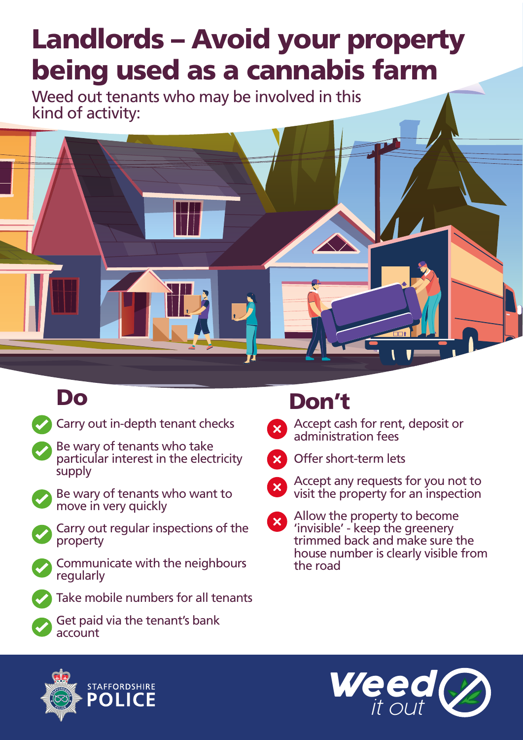# Landlords – Avoid your property being used as a cannabis farm

Weed out tenants who may be involved in this kind of activity:

## Do

- Carry out in-depth tenant checks
- Be wary of tenants who take particular interest in the electricity supply
- Be wary of tenants who want to move in very quickly
- Carry out regular inspections of the property
- Communicate with the neighbours regularly
- Take mobile numbers for all tenants
- Get paid via the tenant's bank account

## Don't

- Accept cash for rent, deposit or administration fees
- Offer short-term lets
- Accept any requests for you not to visit the property for an inspection
- Allow the property to become 'invisible' - keep the greenery trimmed back and make sure the house number is clearly visible from the road

STAFFORDSHIRE POLICE

Weed it out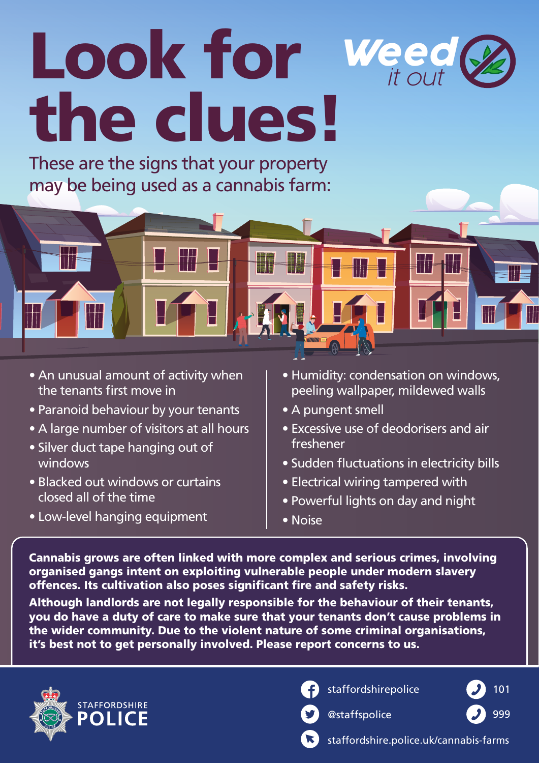# Look for the clues!

*Weed it out*

These are the signs that your property may be being used as a cannabis farm:

- An unusual amount of activity when the tenants first move in
- Paranoid behaviour by your tenants
- A large number of visitors at all hours
- Silver duct tape hanging out of windows
- Blacked out windows or curtains closed all of the time
- Low-level hanging equipment
- Humidity: condensation on windows, peeling wallpaper, mildewed walls
- A pungent smell
- Excessive use of deodorisers and air freshener
- Sudden fluctuations in electricity bills
- Electrical wiring tampered with
- Powerful lights on day and night
- Noise

**Cannabis grows are often linked with more complex and serious crimes, involving organised gangs intent on exploiting vulnerable people under modern slavery offences. Its cultivation also poses significant fire and safety risks.**

**Although landlords are not legally responsible for the behaviour of their tenants, you do have a duty of care to make sure that your tenants don't cause problems in the wider community. Due to the violent nature of some criminal organisations, it's best not to get personally involved. Please report concerns to us.**

STAFFORDSHIRE POLICE

staffordshirepolice

@staffspolice

staffordshire.police.uk/cannabis-farms

101

999